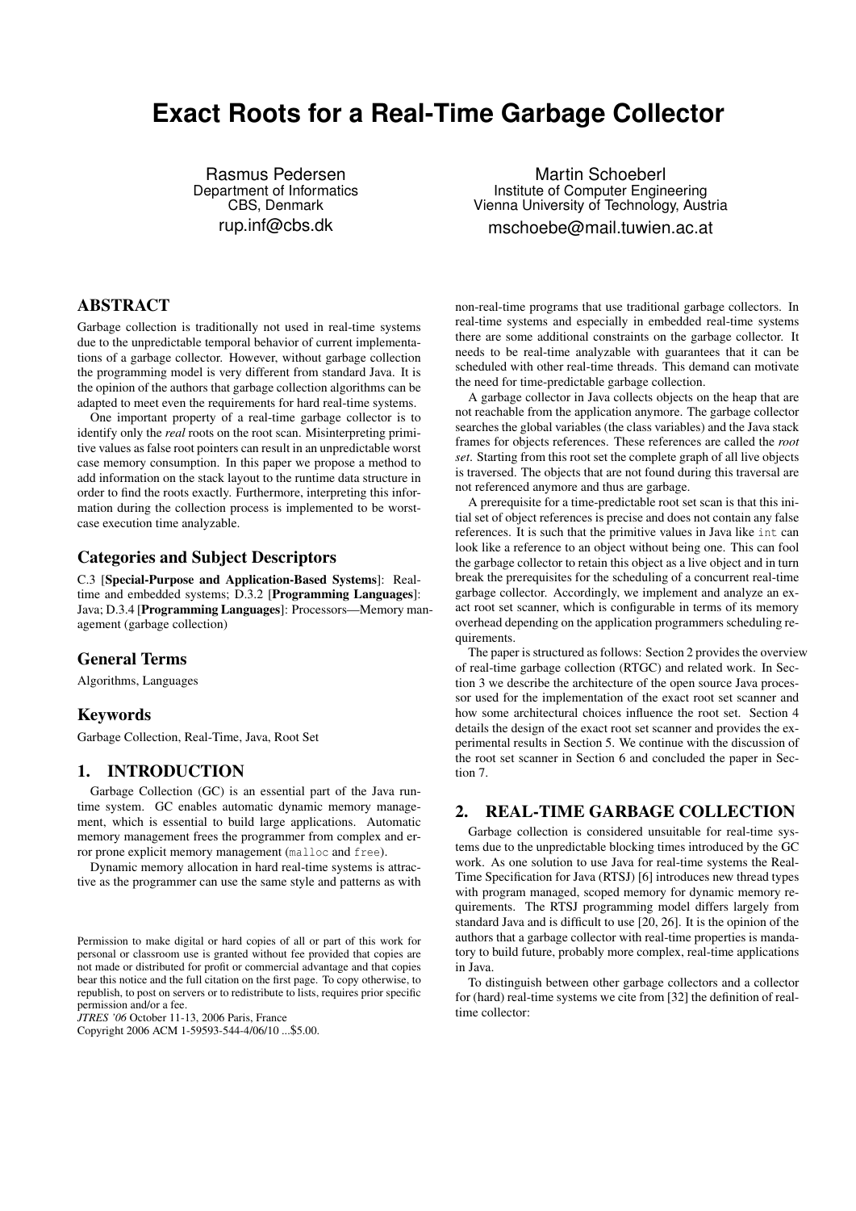# Exact Roots for a Real-Time Garbage Collector

Rasmus Pedersen
Department of Informatics
CBS, Denmark
rup.inf@cbs.dk

Martin Schoeberl
Institute of Computer Engineering
Vienna University of Technology, Austria
mschoebe@mail.tuwien.ac.at

## ABSTRACT

Garbage collection is traditionally not used in real-time systems due to the unpredictable temporal behavior of current implementations of a garbage collector. However, without garbage collection the programming model is very different from standard Java. It is the opinion of the authors that garbage collection algorithms can be adapted to meet even the requirements for hard real-time systems.

One important property of a real-time garbage collector is to identify only the *real* roots on the root scan. Misinterpreting primitive values as false root pointers can result in an unpredictable worst case memory consumption. In this paper we propose a method to add information on the stack layout to the runtime data structure in order to find the roots exactly. Furthermore, interpreting this information during the collection process is implemented to be worst-case execution time analyzable.

## Categories and Subject Descriptors

C.3 [**Special-Purpose and Application-Based Systems**]: Real-time and embedded systems; D.3.2 [**Programming Languages**]: Java; D.3.4 [**Programming Languages**]: Processors—Memory management (garbage collection)

## General Terms

Algorithms, Languages

## Keywords

Garbage Collection, Real-Time, Java, Root Set

## 1. INTRODUCTION

Garbage Collection (GC) is an essential part of the Java runtime system. GC enables automatic dynamic memory management, which is essential to build large applications. Automatic memory management frees the programmer from complex and error prone explicit memory management (`malloc` and `free`).

Dynamic memory allocation in hard real-time systems is attractive as the programmer can use the same style and patterns as with non-real-time programs that use traditional garbage collectors. In real-time systems and especially in embedded real-time systems there are some additional constraints on the garbage collector. It needs to be real-time analyzable with guarantees that it can be scheduled with other real-time threads. This demand can motivate the need for time-predictable garbage collection.

A garbage collector in Java collects objects on the heap that are not reachable from the application anymore. The garbage collector searches the global variables (the class variables) and the Java stack frames for objects references. These references are called the *root set*. Starting from this root set the complete graph of all live objects is traversed. The objects that are not found during this traversal are not referenced anymore and thus are garbage.

A prerequisite for a time-predictable root set scan is that this initial set of object references is precise and does not contain any false references. It is such that the primitive values in Java like `int` can look like a reference to an object without being one. This can fool the garbage collector to retain this object as a live object and in turn break the prerequisites for the scheduling of a concurrent real-time garbage collector. Accordingly, we implement and analyze an exact root set scanner, which is configurable in terms of its memory overhead depending on the application programmers scheduling requirements.

The paper is structured as follows: Section 2 provides the overview of real-time garbage collection (RTGC) and related work. In Section 3 we describe the architecture of the open source Java processor used for the implementation of the exact root set scanner and how some architectural choices influence the root set. Section 4 details the design of the exact root set scanner and provides the experimental results in Section 5. We continue with the discussion of the root set scanner in Section 6 and concluded the paper in Section 7.

## 2. REAL-TIME GARBAGE COLLECTION

Garbage collection is considered unsuitable for real-time systems due to the unpredictable blocking times introduced by the GC work. As one solution to use Java for real-time systems the Real-Time Specification for Java (RTSJ) [6] introduces new thread types with program managed, scoped memory for dynamic memory requirements. The RTSJ programming model differs largely from standard Java and is difficult to use [20, 26]. It is the opinion of the authors that a garbage collector with real-time properties is mandatory to build future, probably more complex, real-time applications in Java.

To distinguish between other garbage collectors and a collector for (hard) real-time systems we cite from [32] the definition of real-time collector:

Permission to make digital or hard copies of all or part of this work for personal or classroom use is granted without fee provided that copies are not made or distributed for profit or commercial advantage and that copies bear this notice and the full citation on the first page. To copy otherwise, to republish, to post on servers or to redistribute to lists, requires prior specific permission and/or a fee.
*JTRES '06* October 11-13, 2006 Paris, France
Copyright 2006 ACM 1-59593-544-4/06/10 ...$5.00.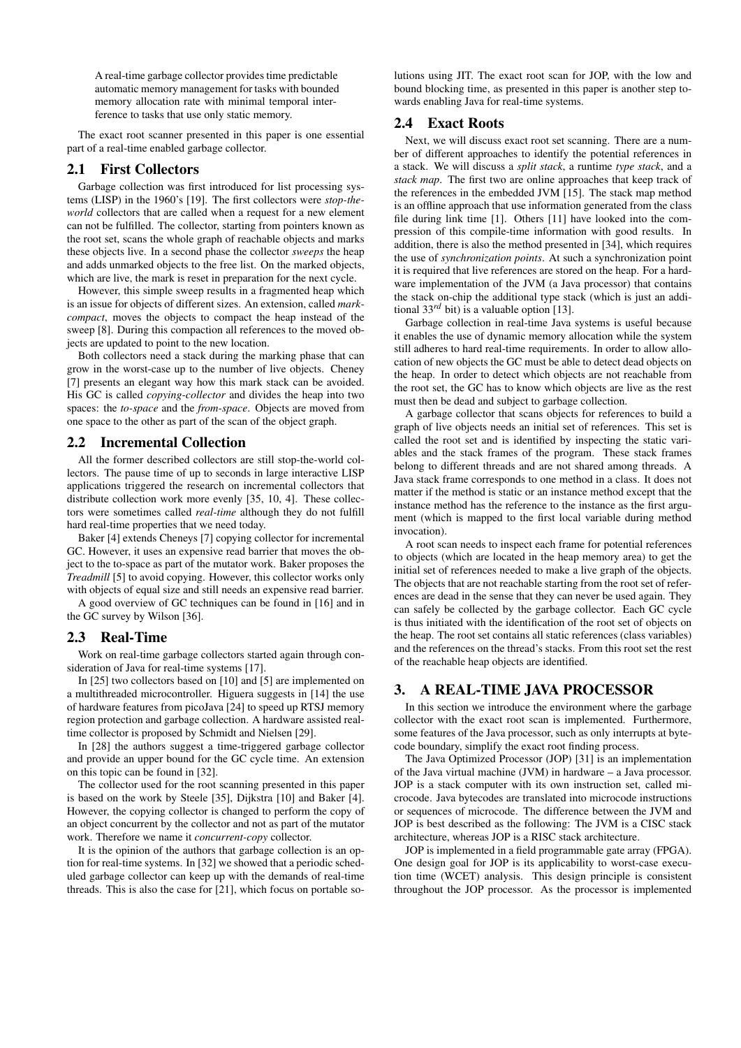A real-time garbage collector provides time predictable automatic memory management for tasks with bounded memory allocation rate with minimal temporal interference to tasks that use only static memory.

The exact root scanner presented in this paper is one essential part of a real-time enabled garbage collector.

## 2.1 First Collectors

Garbage collection was first introduced for list processing systems (LISP) in the 1960's [19]. The first collectors were *stop-the-world* collectors that are called when a request for a new element can not be fulfilled. The collector, starting from pointers known as the root set, scans the whole graph of reachable objects and marks these objects live. In a second phase the collector *sweeps* the heap and adds unmarked objects to the free list. On the marked objects, which are live, the mark is reset in preparation for the next cycle.

However, this simple sweep results in a fragmented heap which is an issue for objects of different sizes. An extension, called *mark-compact*, moves the objects to compact the heap instead of the sweep [8]. During this compaction all references to the moved objects are updated to point to the new location.

Both collectors need a stack during the marking phase that can grow in the worst-case up to the number of live objects. Cheney [7] presents an elegant way how this mark stack can be avoided. His GC is called *copying-collector* and divides the heap into two spaces: the *to-space* and the *from-space*. Objects are moved from one space to the other as part of the scan of the object graph.

## 2.2 Incremental Collection

All the former described collectors are still stop-the-world collectors. The pause time of up to seconds in large interactive LISP applications triggered the research on incremental collectors that distribute collection work more evenly [35, 10, 4]. These collectors were sometimes called *real-time* although they do not fulfill hard real-time properties that we need today.

Baker [4] extends Cheneys [7] copying collector for incremental GC. However, it uses an expensive read barrier that moves the object to the to-space as part of the mutator work. Baker proposes the *Treadmill* [5] to avoid copying. However, this collector works only with objects of equal size and still needs an expensive read barrier.

A good overview of GC techniques can be found in [16] and in the GC survey by Wilson [36].

## 2.3 Real-Time

Work on real-time garbage collectors started again through consideration of Java for real-time systems [17].

In [25] two collectors based on [10] and [5] are implemented on a multithreaded microcontroller. Higuera suggests in [14] the use of hardware features from picoJava [24] to speed up RTSJ memory region protection and garbage collection. A hardware assisted real-time collector is proposed by Schmidt and Nielsen [29].

In [28] the authors suggest a time-triggered garbage collector and provide an upper bound for the GC cycle time. An extension on this topic can be found in [32].

The collector used for the root scanning presented in this paper is based on the work by Steele [35], Dijkstra [10] and Baker [4]. However, the copying collector is changed to perform the copy of an object concurrent by the collector and not as part of the mutator work. Therefore we name it *concurrent-copy* collector.

It is the opinion of the authors that garbage collection is an option for real-time systems. In [32] we showed that a periodic scheduled garbage collector can keep up with the demands of real-time threads. This is also the case for [21], which focus on portable solutions using JIT. The exact root scan for JOP, with the low and bound blocking time, as presented in this paper is another step towards enabling Java for real-time systems.

## 2.4 Exact Roots

Next, we will discuss exact root set scanning. There are a number of different approaches to identify the potential references in a stack. We will discuss a *split stack*, a runtime *type stack*, and a *stack map*. The first two are online approaches that keep track of the references in the embedded JVM [15]. The stack map method is an offline approach that use information generated from the class file during link time [1]. Others [11] have looked into the compression of this compile-time information with good results. In addition, there is also the method presented in [34], which requires the use of *synchronization points*. At such a synchronization point it is required that live references are stored on the heap. For a hardware implementation of the JVM (a Java processor) that contains the stack on-chip the additional type stack (which is just an additional $33^{rd}$ bit) is a valuable option [13].

Garbage collection in real-time Java systems is useful because it enables the use of dynamic memory allocation while the system still adheres to hard real-time requirements. In order to allow allocation of new objects the GC must be able to detect dead objects on the heap. In order to detect which objects are not reachable from the root set, the GC has to know which objects are live as the rest must then be dead and subject to garbage collection.

A garbage collector that scans objects for references to build a graph of live objects needs an initial set of references. This set is called the root set and is identified by inspecting the static variables and the stack frames of the program. These stack frames belong to different threads and are not shared among threads. A Java stack frame corresponds to one method in a class. It does not matter if the method is static or an instance method except that the instance method has the reference to the instance as the first argument (which is mapped to the first local variable during method invocation).

A root scan needs to inspect each frame for potential references to objects (which are located in the heap memory area) to get the initial set of references needed to make a live graph of the objects. The objects that are not reachable starting from the root set of references are dead in the sense that they can never be used again. They can safely be collected by the garbage collector. Each GC cycle is thus initiated with the identification of the root set of objects on the heap. The root set contains all static references (class variables) and the references on the thread's stacks. From this root set the rest of the reachable heap objects are identified.

# 3. A REAL-TIME JAVA PROCESSOR

In this section we introduce the environment where the garbage collector with the exact root scan is implemented. Furthermore, some features of the Java processor, such as only interrupts at bytecode boundary, simplify the exact root finding process.

The Java Optimized Processor (JOP) [31] is an implementation of the Java virtual machine (JVM) in hardware – a Java processor. JOP is a stack computer with its own instruction set, called microcode. Java bytecodes are translated into microcode instructions or sequences of microcode. The difference between the JVM and JOP is best described as the following: The JVM is a CISC stack architecture, whereas JOP is a RISC stack architecture.

JOP is implemented in a field programmable gate array (FPGA). One design goal for JOP is its applicability to worst-case execution time (WCET) analysis. This design principle is consistent throughout the JOP processor. As the processor is implemented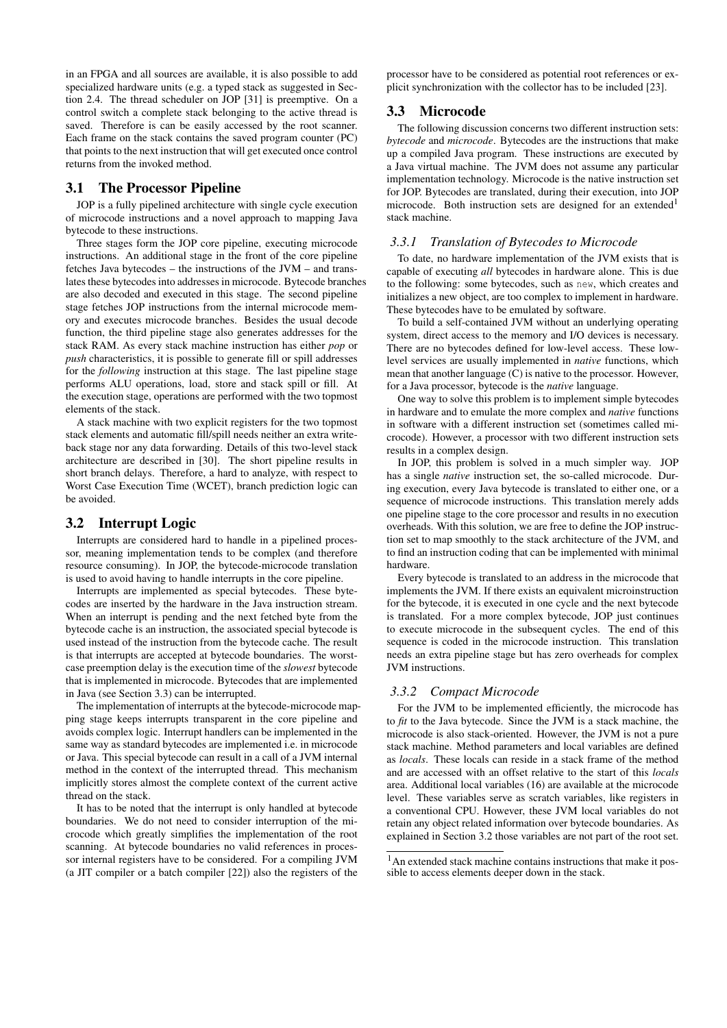in an FPGA and all sources are available, it is also possible to add specialized hardware units (e.g. a typed stack as suggested in Section 2.4. The thread scheduler on JOP [31] is preemptive. On a control switch a complete stack belonging to the active thread is saved. Therefore is can be easily accessed by the root scanner. Each frame on the stack contains the saved program counter (PC) that points to the next instruction that will get executed once control returns from the invoked method.

## 3.1 The Processor Pipeline

JOP is a fully pipelined architecture with single cycle execution of microcode instructions and a novel approach to mapping Java bytecode to these instructions.

Three stages form the JOP core pipeline, executing microcode instructions. An additional stage in the front of the core pipeline fetches Java bytecodes – the instructions of the JVM – and translates these bytecodes into addresses in microcode. Bytecode branches are also decoded and executed in this stage. The second pipeline stage fetches JOP instructions from the internal microcode memory and executes microcode branches. Besides the usual decode function, the third pipeline stage also generates addresses for the stack RAM. As every stack machine instruction has either *pop* or *push* characteristics, it is possible to generate fill or spill addresses for the *following* instruction at this stage. The last pipeline stage performs ALU operations, load, store and stack spill or fill. At the execution stage, operations are performed with the two topmost elements of the stack.

A stack machine with two explicit registers for the two topmost stack elements and automatic fill/spill needs neither an extra write-back stage nor any data forwarding. Details of this two-level stack architecture are described in [30]. The short pipeline results in short branch delays. Therefore, a hard to analyze, with respect to Worst Case Execution Time (WCET), branch prediction logic can be avoided.

## 3.2 Interrupt Logic

Interrupts are considered hard to handle in a pipelined processor, meaning implementation tends to be complex (and therefore resource consuming). In JOP, the bytecode-microcode translation is used to avoid having to handle interrupts in the core pipeline.

Interrupts are implemented as special bytecodes. These bytecodes are inserted by the hardware in the Java instruction stream. When an interrupt is pending and the next fetched byte from the bytecode cache is an instruction, the associated special bytecode is used instead of the instruction from the bytecode cache. The result is that interrupts are accepted at bytecode boundaries. The worst-case preemption delay is the execution time of the *slowest* bytecode that is implemented in microcode. Bytecodes that are implemented in Java (see Section 3.3) can be interrupted.

The implementation of interrupts at the bytecode-microcode mapping stage keeps interrupts transparent in the core pipeline and avoids complex logic. Interrupt handlers can be implemented in the same way as standard bytecodes are implemented i.e. in microcode or Java. This special bytecode can result in a call of a JVM internal method in the context of the interrupted thread. This mechanism implicitly stores almost the complete context of the current active thread on the stack.

It has to be noted that the interrupt is only handled at bytecode boundaries. We do not need to consider interruption of the microcode which greatly simplifies the implementation of the root scanning. At bytecode boundaries no valid references in processor internal registers have to be considered. For a compiling JVM (a JIT compiler or a batch compiler [22]) also the registers of the processor have to be considered as potential root references or explicit synchronization with the collector has to be included [23].

## 3.3 Microcode

The following discussion concerns two different instruction sets: *bytecode* and *microcode*. Bytecodes are the instructions that make up a compiled Java program. These instructions are executed by a Java virtual machine. The JVM does not assume any particular implementation technology. Microcode is the native instruction set for JOP. Bytecodes are translated, during their execution, into JOP microcode. Both instruction sets are designed for an extended[1] stack machine.

### 3.3.1 Translation of Bytecodes to Microcode

To date, no hardware implementation of the JVM exists that is capable of executing *all* bytecodes in hardware alone. This is due to the following: some bytecodes, such as `new`, which creates and initializes a new object, are too complex to implement in hardware. These bytecodes have to be emulated by software.

To build a self-contained JVM without an underlying operating system, direct access to the memory and I/O devices is necessary. There are no bytecodes defined for low-level access. These low-level services are usually implemented in *native* functions, which mean that another language (C) is native to the processor. However, for a Java processor, bytecode is the *native* language.

One way to solve this problem is to implement simple bytecodes in hardware and to emulate the more complex and *native* functions in software with a different instruction set (sometimes called microcode). However, a processor with two different instruction sets results in a complex design.

In JOP, this problem is solved in a much simpler way. JOP has a single *native* instruction set, the so-called microcode. During execution, every Java bytecode is translated to either one, or a sequence of microcode instructions. This translation merely adds one pipeline stage to the core processor and results in no execution overheads. With this solution, we are free to define the JOP instruction set to map smoothly to the stack architecture of the JVM, and to find an instruction coding that can be implemented with minimal hardware.

Every bytecode is translated to an address in the microcode that implements the JVM. If there exists an equivalent microinstruction for the bytecode, it is executed in one cycle and the next bytecode is translated. For a more complex bytecode, JOP just continues to execute microcode in the subsequent cycles. The end of this sequence is coded in the microcode instruction. This translation needs an extra pipeline stage but has zero overheads for complex JVM instructions.

### 3.3.2 Compact Microcode

For the JVM to be implemented efficiently, the microcode has to *fit* to the Java bytecode. Since the JVM is a stack machine, the microcode is also stack-oriented. However, the JVM is not a pure stack machine. Method parameters and local variables are defined as *locals*. These locals can reside in a stack frame of the method and are accessed with an offset relative to the start of this *locals* area. Additional local variables (16) are available at the microcode level. These variables serve as scratch variables, like registers in a conventional CPU. However, these JVM local variables do not retain any object related information over bytecode boundaries. As explained in Section 3.2 those variables are not part of the root set.

[1] An extended stack machine contains instructions that make it possible to access elements deeper down in the stack.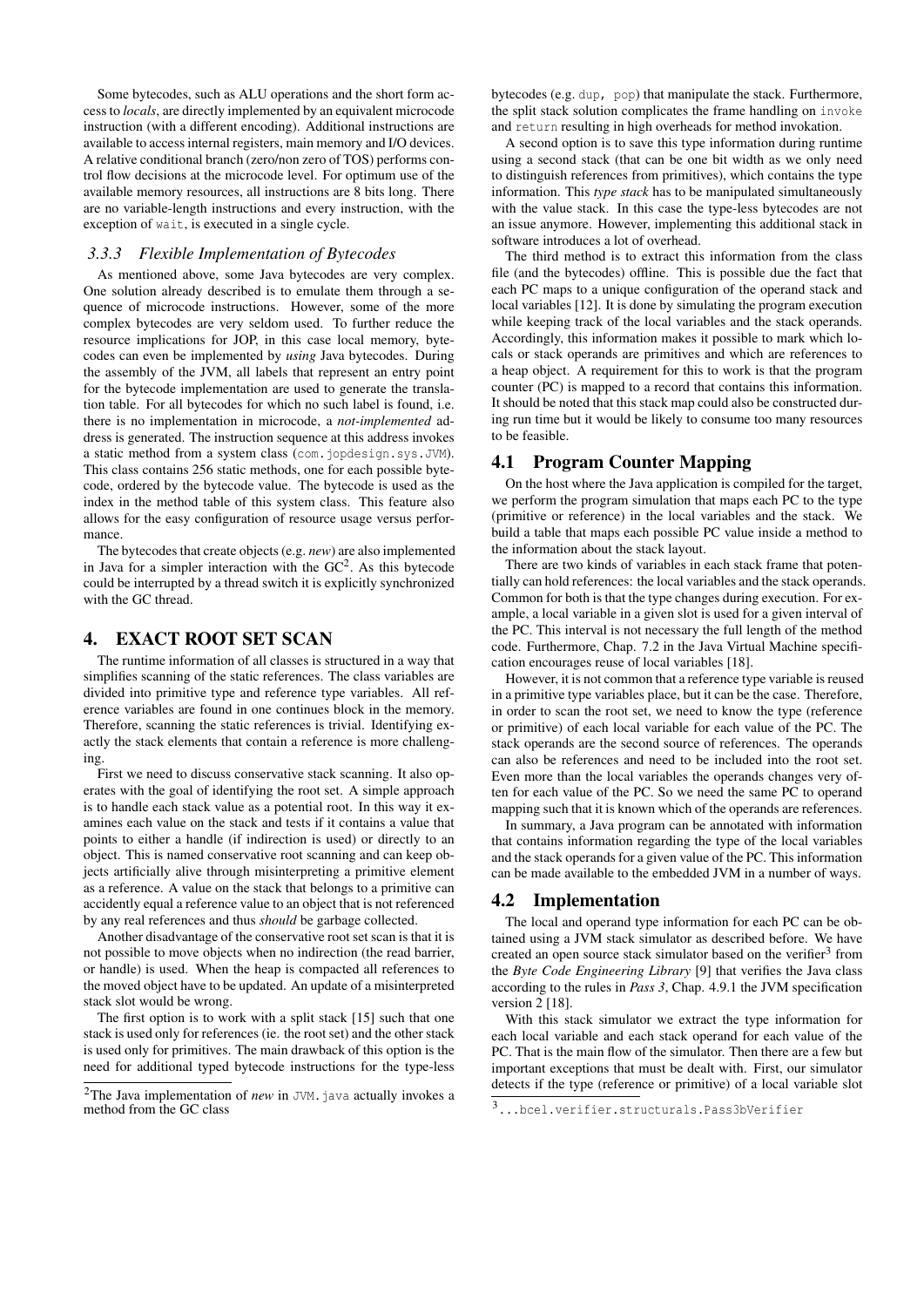Some bytecodes, such as ALU operations and the short form access to *locals*, are directly implemented by an equivalent microcode instruction (with a different encoding). Additional instructions are available to access internal registers, main memory and I/O devices. A relative conditional branch (zero/non zero of TOS) performs control flow decisions at the microcode level. For optimum use of the available memory resources, all instructions are 8 bits long. There are no variable-length instructions and every instruction, with the exception of `wait`, is executed in a single cycle.

### *3.3.3 Flexible Implementation of Bytecodes*

As mentioned above, some Java bytecodes are very complex. One solution already described is to emulate them through a sequence of microcode instructions. However, some of the more complex bytecodes are very seldom used. To further reduce the resource implications for JOP, in this case local memory, bytecodes can even be implemented by *using* Java bytecodes. During the assembly of the JVM, all labels that represent an entry point for the bytecode implementation are used to generate the translation table. For all bytecodes for which no such label is found, i.e. there is no implementation in microcode, a *not-implemented* address is generated. The instruction sequence at this address invokes a static method from a system class (`com.jopdesign.sys.JVM`). This class contains 256 static methods, one for each possible bytecode, ordered by the bytecode value. The bytecode is used as the index in the method table of this system class. This feature also allows for the easy configuration of resource usage versus performance.

The bytecodes that create objects (e.g. *new*) are also implemented in Java for a simpler interaction with the GC[2]. As this bytecode could be interrupted by a thread switch it is explicitly synchronized with the GC thread.

## 4. EXACT ROOT SET SCAN

The runtime information of all classes is structured in a way that simplifies scanning of the static references. The class variables are divided into primitive type and reference type variables. All reference variables are found in one continues block in the memory. Therefore, scanning the static references is trivial. Identifying exactly the stack elements that contain a reference is more challenging.

First we need to discuss conservative stack scanning. It also operates with the goal of identifying the root set. A simple approach is to handle each stack value as a potential root. In this way it examines each value on the stack and tests if it contains a value that points to either a handle (if indirection is used) or directly to an object. This is named conservative root scanning and can keep objects artificially alive through misinterpreting a primitive element as a reference. A value on the stack that belongs to a primitive can accidently equal a reference value to an object that is not referenced by any real references and thus *should* be garbage collected.

Another disadvantage of the conservative root set scan is that it is not possible to move objects when no indirection (the read barrier, or handle) is used. When the heap is compacted all references to the moved object have to be updated. An update of a misinterpreted stack slot would be wrong.

The first option is to work with a split stack [15] such that one stack is used only for references (ie. the root set) and the other stack is used only for primitives. The main drawback of this option is the need for additional typed bytecode instructions for the type-less bytecodes (e.g. `dup, pop`) that manipulate the stack. Furthermore, the split stack solution complicates the frame handling on `invoke` and `return` resulting in high overheads for method invokation.

A second option is to save this type information during runtime using a second stack (that can be one bit width as we only need to distinguish references from primitives), which contains the type information. This *type stack* has to be manipulated simultaneously with the value stack. In this case the type-less bytecodes are not an issue anymore. However, implementing this additional stack in software introduces a lot of overhead.

The third method is to extract this information from the class file (and the bytecodes) offline. This is possible due the fact that each PC maps to a unique configuration of the operand stack and local variables [12]. It is done by simulating the program execution while keeping track of the local variables and the stack operands. Accordingly, this information makes it possible to mark which locals or stack operands are primitives and which are references to a heap object. A requirement for this to work is that the program counter (PC) is mapped to a record that contains this information. It should be noted that this stack map could also be constructed during run time but it would be likely to consume too many resources to be feasible.

## 4.1 Program Counter Mapping

On the host where the Java application is compiled for the target, we perform the program simulation that maps each PC to the type (primitive or reference) in the local variables and the stack. We build a table that maps each possible PC value inside a method to the information about the stack layout.

There are two kinds of variables in each stack frame that potentially can hold references: the local variables and the stack operands. Common for both is that the type changes during execution. For example, a local variable in a given slot is used for a given interval of the PC. This interval is not necessary the full length of the method code. Furthermore, Chap. 7.2 in the Java Virtual Machine specification encourages reuse of local variables [18].

However, it is not common that a reference type variable is reused in a primitive type variables place, but it can be the case. Therefore, in order to scan the root set, we need to know the type (reference or primitive) of each local variable for each value of the PC. The stack operands are the second source of references. The operands can also be references and need to be included into the root set. Even more than the local variables the operands changes very often for each value of the PC. So we need the same PC to operand mapping such that it is known which of the operands are references.

In summary, a Java program can be annotated with information that contains information regarding the type of the local variables and the stack operands for a given value of the PC. This information can be made available to the embedded JVM in a number of ways.

## 4.2 Implementation

The local and operand type information for each PC can be obtained using a JVM stack simulator as described before. We have created an open source stack simulator based on the verifier[3] from the *Byte Code Engineering Library* [9] that verifies the Java class according to the rules in *Pass 3*, Chap. 4.9.1 the JVM specification version 2 [18].

With this stack simulator we extract the type information for each local variable and each stack operand for each value of the PC. That is the main flow of the simulator. Then there are a few but important exceptions that must be dealt with. First, our simulator detects if the type (reference or primitive) of a local variable slot

[2] The Java implementation of *new* in `JVM.java` actually invokes a method from the GC class

[3] `...bcel.verifier.structurals.Pass3bVerifier`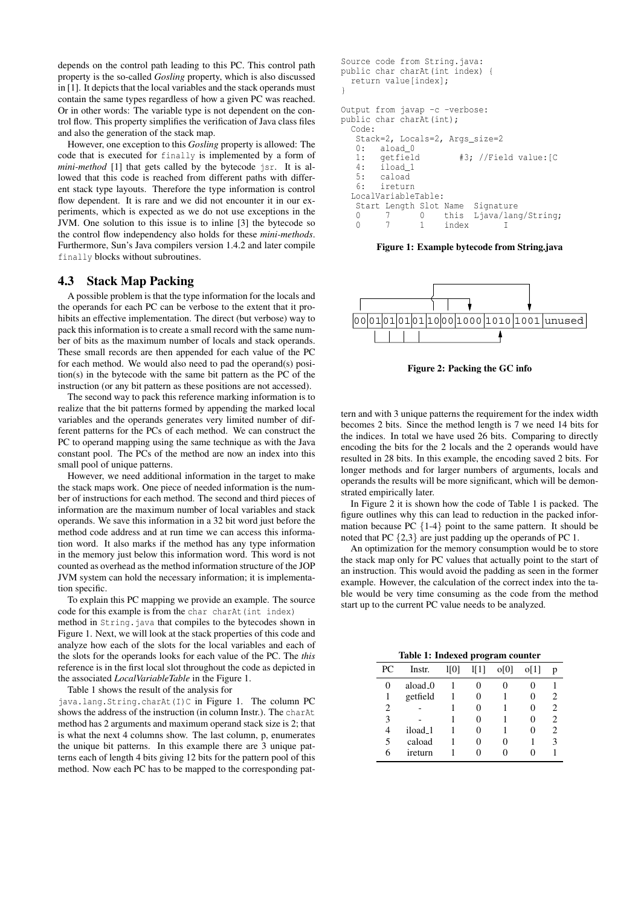depends on the control path leading to this PC. This control path property is the so-called *Gosling* property, which is also discussed in [1]. It depicts that the local variables and the stack operands must contain the same types regardless of how a given PC was reached. Or in other words: The variable type is not dependent on the control flow. This property simplifies the verification of Java class files and also the generation of the stack map.

However, one exception to this *Gosling* property is allowed: The code that is executed for `finally` is implemented by a form of *mini-method* [1] that gets called by the bytecode `jsr`. It is allowed that this code is reached from different paths with different stack type layouts. Therefore the type information is control flow dependent. It is rare and we did not encounter it in our experiments, which is expected as we do not use exceptions in the JVM. One solution to this issue is to inline [3] the bytecode so the control flow independency also holds for these *mini-methods*. Furthermore, Sun's Java compilers version 1.4.2 and later compile `finally` blocks without subroutines.

## 4.3 Stack Map Packing

A possible problem is that the type information for the locals and the operands for each PC can be verbose to the extent that it prohibits an effective implementation. The direct (but verbose) way to pack this information is to create a small record with the same number of bits as the maximum number of locals and stack operands. These small records are then appended for each value of the PC for each method. We would also need to pad the operand(s) position(s) in the bytecode with the same bit pattern as the PC of the instruction (or any bit pattern as these positions are not accessed).

The second way to pack this reference marking information is to realize that the bit patterns formed by appending the marked local variables and the operands generates very limited number of different patterns for the PCs of each method. We can construct the PC to operand mapping using the same technique as with the Java constant pool. The PCs of the method are now an index into this small pool of unique patterns.

However, we need additional information in the target to make the stack maps work. One piece of needed information is the number of instructions for each method. The second and third pieces of information are the maximum number of local variables and stack operands. We save this information in a 32 bit word just before the method code address and at run time we can access this information word. It also marks if the method has any type information in the memory just below this information word. This word is not counted as overhead as the method information structure of the JOP JVM system can hold the necessary information; it is implementation specific.

To explain this PC mapping we provide an example. The source code for this example is from the `char charAt(int index)` method in `String.java` that compiles to the bytecodes shown in Figure 1. Next, we will look at the stack properties of this code and analyze how each of the slots for the local variables and each of the slots for the operands looks for each value of the PC. The *this* reference is in the first local slot throughout the code as depicted in the associated *LocalVariableTable* in the Figure 1.

Table 1 shows the result of the analysis for `java.lang.String.charAt(I)C` in Figure 1. The column PC shows the address of the instruction (in column Instr.). The `charAt` method has 2 arguments and maximum operand stack size is 2; that is what the next 4 columns show. The last column, p, enumerates the unique bit patterns. In this example there are 3 unique patterns each of length 4 bits giving 12 bits for the pattern pool of this method. Now each PC has to be mapped to the corresponding pattern and with 3 unique patterns the requirement for the index width becomes 2 bits. Since the method length is 7 we need 14 bits for the indices. In total we have used 26 bits. Comparing to directly encoding the bits for the 2 locals and the 2 operands would have resulted in 28 bits. In this example, the encoding saved 2 bits. For longer methods and for larger numbers of arguments, locals and operands the results will be more significant, which will be demonstrated empirically later.

In Figure 2 it is shown how the code of Table 1 is packed. The figure outlines why this can lead to reduction in the packed information because PC {1-4} point to the same pattern. It should be noted that PC {2,3} are just padding up the operands of PC 1.

An optimization for the memory consumption would be to store the stack map only for PC values that actually point to the start of an instruction. This would avoid the padding as seen in the former example. However, the calculation of the correct index into the table would be very time consuming as the code from the method start up to the current PC value needs to be analyzed.

```
Source code from String.java:
public char charAt(int index) {
  return value[index];
}

Output from javap -c -verbose:
public char charAt(int);
  Code:
   Stack=2, Locals=2, Args_size=2
   0:   aload_0
   1:   getfield        #3; //Field value:[C
   4:   iload_1
   5:   caload
   6:   ireturn
  LocalVariableTable:
   Start Length Slot Name  Signature
   0     7      0    this  Ljava/lang/String;
   0     7      1    index       I
```

**Figure 1: Example bytecode from String.java**

00 01 01 01 01 10 00 1000 1010 1001 unused

**Figure 2: Packing the GC info**

**Table 1: Indexed program counter**

| PC | Instr. | l[0] | l[1] | o[0] | o[1] | p |
|---|---|---|---|---|---|---|
| 0 | aload_0 | 1 | 0 | 0 | 0 | 1 |
| 1 | getfield | 1 | 0 | 1 | 0 | 2 |
| 2 | - | 1 | 0 | 1 | 0 | 2 |
| 3 | - | 1 | 0 | 1 | 0 | 2 |
| 4 | iload_1 | 1 | 0 | 1 | 0 | 2 |
| 5 | caload | 1 | 0 | 0 | 1 | 3 |
| 6 | ireturn | 1 | 0 | 0 | 0 | 1 |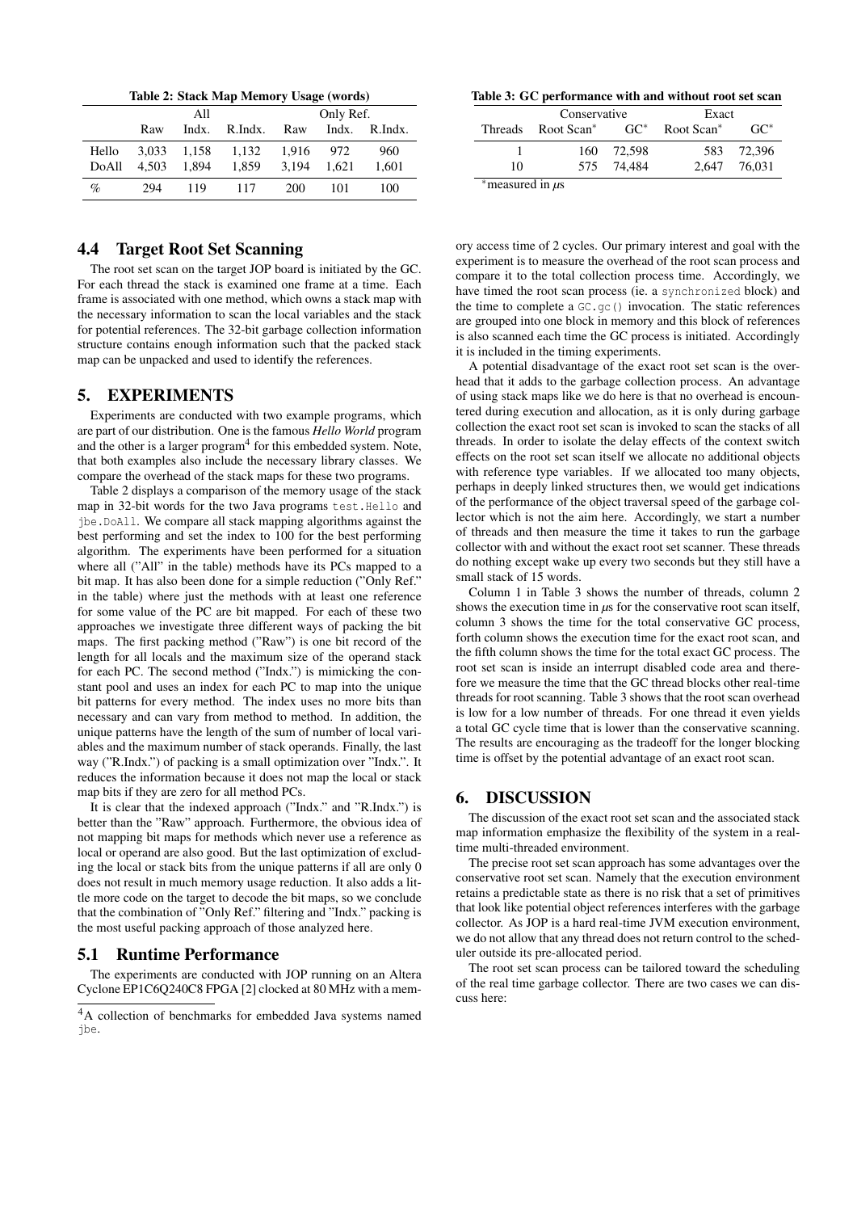**Table 2: Stack Map Memory Usage (words)**

| | All | | | Only Ref. | | |
|---|---|---|---|---|---|---|
| | Raw | Indx. | R.Indx. | Raw | Indx. | R.Indx. |
| Hello | 3,033 | 1,158 | 1,132 | 1,916 | 972 | 960 |
| DoAll | 4,503 | 1,894 | 1,859 | 3,194 | 1,621 | 1,601 |
| % | 294 | 119 | 117 | 200 | 101 | 100 |

## 4.4 Target Root Set Scanning

The root set scan on the target JOP board is initiated by the GC. For each thread the stack is examined one frame at a time. Each frame is associated with one method, which owns a stack map with the necessary information to scan the local variables and the stack for potential references. The 32-bit garbage collection information structure contains enough information such that the packed stack map can be unpacked and used to identify the references.

# 5. EXPERIMENTS

Experiments are conducted with two example programs, which are part of our distribution. One is the famous *Hello World* program and the other is a larger program[4] for this embedded system. Note, that both examples also include the necessary library classes. We compare the overhead of the stack maps for these two programs.

Table 2 displays a comparison of the memory usage of the stack map in 32-bit words for the two Java programs `test.Hello` and `jbe.DoAll`. We compare all stack mapping algorithms against the best performing and set the index to 100 for the best performing algorithm. The experiments have been performed for a situation where all ("All" in the table) methods have its PCs mapped to a bit map. It has also been done for a simple reduction ("Only Ref." in the table) where just the methods with at least one reference for some value of the PC are bit mapped. For each of these two approaches we investigate three different ways of packing the bit maps. The first packing method ("Raw") is one bit record of the length for all locals and the maximum size of the operand stack for each PC. The second method ("Indx.") is mimicking the constant pool and uses an index for each PC to map into the unique bit patterns for every method. The index uses no more bits than necessary and can vary from method to method. In addition, the unique patterns have the length of the sum of number of local variables and the maximum number of stack operands. Finally, the last way ("R.Indx.") of packing is a small optimization over "Indx.". It reduces the information because it does not map the local or stack map bits if they are zero for all method PCs.

It is clear that the indexed approach ("Indx." and "R.Indx.") is better than the "Raw" approach. Furthermore, the obvious idea of not mapping bit maps for methods which never use a reference as local or operand are also good. But the last optimization of excluding the local or stack bits from the unique patterns if all are only 0 does not result in much memory usage reduction. It also adds a little more code on the target to decode the bit maps, so we conclude that the combination of "Only Ref." filtering and "Indx." packing is the most useful packing approach of those analyzed here.

## 5.1 Runtime Performance

The experiments are conducted with JOP running on an Altera Cyclone EP1C6Q240C8 FPGA [2] clocked at 80 MHz with a memory access time of 2 cycles. Our primary interest and goal with the experiment is to measure the overhead of the root scan process and compare it to the total collection process time. Accordingly, we have timed the root scan process (ie. a `synchronized` block) and the time to complete a `GC.gc()` invocation. The static references are grouped into one block in memory and this block of references is also scanned each time the GC process is initiated. Accordingly it is included in the timing experiments.

**Table 3: GC performance with and without root set scan**

| | Conservative | | Exact | |
|---|---|---|---|---|
| Threads | Root Scan* | GC* | Root Scan* | GC* |
| 1 | 160 | 72,598 | 583 | 72,396 |
| 10 | 575 | 74,484 | 2,647 | 76,031 |

*measured in $\mu$s

A potential disadvantage of the exact root set scan is the overhead that it adds to the garbage collection process. An advantage of using stack maps like we do here is that no overhead is encountered during execution and allocation, as it is only during garbage collection the exact root set scan is invoked to scan the stacks of all threads. In order to isolate the delay effects of the context switch effects on the root set scan itself we allocate no additional objects with reference type variables. If we allocated too many objects, perhaps in deeply linked structures then, we would get indications of the performance of the object traversal speed of the garbage collector which is not the aim here. Accordingly, we start a number of threads and then measure the time it takes to run the garbage collector with and without the exact root set scanner. These threads do nothing except wake up every two seconds but they still have a small stack of 15 words.

Column 1 in Table 3 shows the number of threads, column 2 shows the execution time in $\mu$s for the conservative root scan itself, column 3 shows the time for the total conservative GC process, forth column shows the execution time for the exact root scan, and the fifth column shows the time for the total exact GC process. The root set scan is inside an interrupt disabled code area and therefore we measure the time that the GC thread blocks other real-time threads for root scanning. Table 3 shows that the root scan overhead is low for a low number of threads. For one thread it even yields a total GC cycle time that is lower than the conservative scanning. The results are encouraging as the tradeoff for the longer blocking time is offset by the potential advantage of an exact root scan.

# 6. DISCUSSION

The discussion of the exact root set scan and the associated stack map information emphasize the flexibility of the system in a real-time multi-threaded environment.

The precise root set scan approach has some advantages over the conservative root set scan. Namely that the execution environment retains a predictable state as there is no risk that a set of primitives that look like potential object references interferes with the garbage collector. As JOP is a hard real-time JVM execution environment, we do not allow that any thread does not return control to the scheduler outside its pre-allocated period.

The root set scan process can be tailored toward the scheduling of the real time garbage collector. There are two cases we can discuss here:

[4] A collection of benchmarks for embedded Java systems named `jbe`.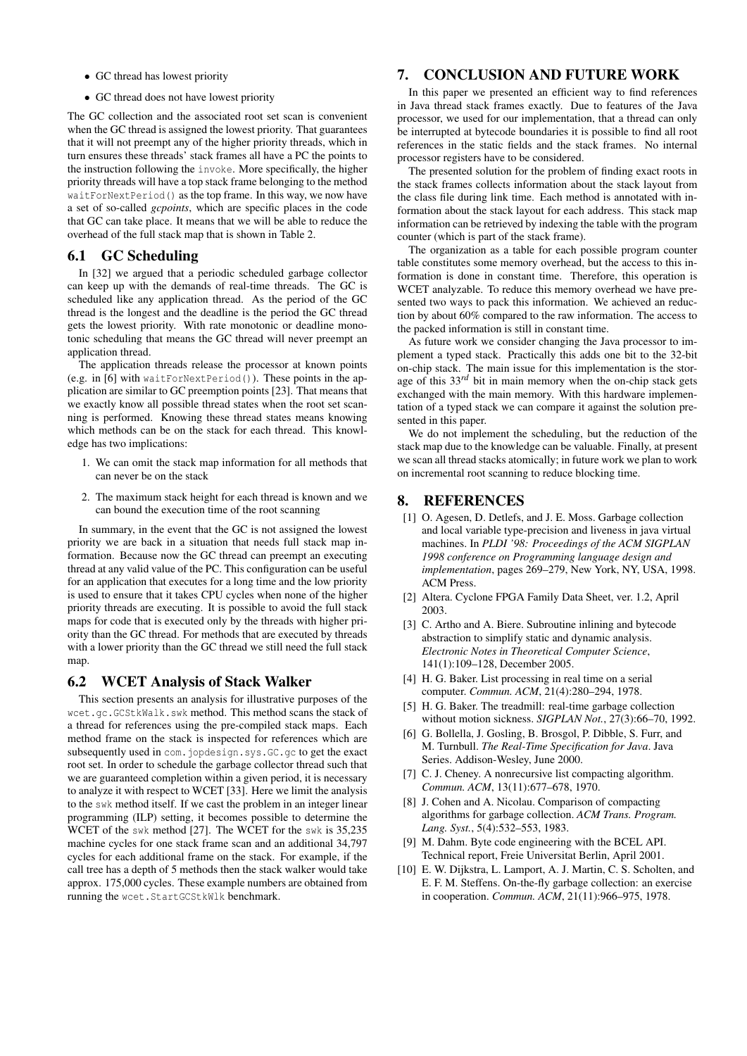- GC thread has lowest priority
- GC thread does not have lowest priority

The GC collection and the associated root set scan is convenient when the GC thread is assigned the lowest priority. That guarantees that it will not preempt any of the higher priority threads, which in turn ensures these threads' stack frames all have a PC the points to the instruction following the `invoke`. More specifically, the higher priority threads will have a top stack frame belonging to the method `waitForNextPeriod()` as the top frame. In this way, we now have a set of so-called *gcpoints*, which are specific places in the code that GC can take place. It means that we will be able to reduce the overhead of the full stack map that is shown in Table 2.

## 6.1 GC Scheduling

In [32] we argued that a periodic scheduled garbage collector can keep up with the demands of real-time threads. The GC is scheduled like any application thread. As the period of the GC thread is the longest and the deadline is the period the GC thread gets the lowest priority. With rate monotonic or deadline monotonic scheduling that means the GC thread will never preempt an application thread.

The application threads release the processor at known points (e.g. in [6] with `waitForNextPeriod()`). These points in the application are similar to GC preemption points [23]. That means that we exactly know all possible thread states when the root set scanning is performed. Knowing these thread states means knowing which methods can be on the stack for each thread. This knowledge has two implications:

1. We can omit the stack map information for all methods that can never be on the stack
2. The maximum stack height for each thread is known and we can bound the execution time of the root scanning

In summary, in the event that the GC is not assigned the lowest priority we are back in a situation that needs full stack map information. Because now the GC thread can preempt an executing thread at any valid value of the PC. This configuration can be useful for an application that executes for a long time and the low priority is used to ensure that it takes CPU cycles when none of the higher priority threads are executing. It is possible to avoid the full stack maps for code that is executed only by the threads with higher priority than the GC thread. For methods that are executed by threads with a lower priority than the GC thread we still need the full stack map.

## 6.2 WCET Analysis of Stack Walker

This section presents an analysis for illustrative purposes of the `wcet.gc.GCStkWalk.swk` method. This method scans the stack of a thread for references using the pre-compiled stack maps. Each method frame on the stack is inspected for references which are subsequently used in `com.jopdesign.sys.GC.gc` to get the exact root set. In order to schedule the garbage collector thread such that we are guaranteed completion within a given period, it is necessary to analyze it with respect to WCET [33]. Here we limit the analysis to the `swk` method itself. If we cast the problem in an integer linear programming (ILP) setting, it becomes possible to determine the WCET of the `swk` method [27]. The WCET for the `swk` is 35,235 machine cycles for one stack frame scan and an additional 34,797 cycles for each additional frame on the stack. For example, if the call tree has a depth of 5 methods then the stack walker would take approx. 175,000 cycles. These example numbers are obtained from running the `wcet.StartGCStkWlk` benchmark.

# 7. CONCLUSION AND FUTURE WORK

In this paper we presented an efficient way to find references in Java thread stack frames exactly. Due to features of the Java processor, we used for our implementation, that a thread can only be interrupted at bytecode boundaries it is possible to find all root references in the static fields and the stack frames. No internal processor registers have to be considered.

The presented solution for the problem of finding exact roots in the stack frames collects information about the stack layout from the class file during link time. Each method is annotated with information about the stack layout for each address. This stack map information can be retrieved by indexing the table with the program counter (which is part of the stack frame).

The organization as a table for each possible program counter table constitutes some memory overhead, but the access to this information is done in constant time. Therefore, this operation is WCET analyzable. To reduce this memory overhead we have presented two ways to pack this information. We achieved an reduction by about 60% compared to the raw information. The access to the packed information is still in constant time.

As future work we consider changing the Java processor to implement a typed stack. Practically this adds one bit to the 32-bit on-chip stack. The main issue for this implementation is the storage of this $33^{rd}$ bit in main memory when the on-chip stack gets exchanged with the main memory. With this hardware implementation of a typed stack we can compare it against the solution presented in this paper.

We do not implement the scheduling, but the reduction of the stack map due to the knowledge can be valuable. Finally, at present we scan all thread stacks atomically; in future work we plan to work on incremental root scanning to reduce blocking time.

# 8. REFERENCES

[1] O. Agesen, D. Detlefs, and J. E. Moss. Garbage collection and local variable type-precision and liveness in java virtual machines. In *PLDI '98: Proceedings of the ACM SIGPLAN 1998 conference on Programming language design and implementation*, pages 269–279, New York, NY, USA, 1998. ACM Press.

[2] Altera. Cyclone FPGA Family Data Sheet, ver. 1.2, April 2003.

[3] C. Artho and A. Biere. Subroutine inlining and bytecode abstraction to simplify static and dynamic analysis. *Electronic Notes in Theoretical Computer Science*, 141(1):109–128, December 2005.

[4] H. G. Baker. List processing in real time on a serial computer. *Commun. ACM*, 21(4):280–294, 1978.

[5] H. G. Baker. The treadmill: real-time garbage collection without motion sickness. *SIGPLAN Not.*, 27(3):66–70, 1992.

[6] G. Bollella, J. Gosling, B. Brosgol, P. Dibble, S. Furr, and M. Turnbull. *The Real-Time Specification for Java*. Java Series. Addison-Wesley, June 2000.

[7] C. J. Cheney. A nonrecursive list compacting algorithm. *Commun. ACM*, 13(11):677–678, 1970.

[8] J. Cohen and A. Nicolau. Comparison of compacting algorithms for garbage collection. *ACM Trans. Program. Lang. Syst.*, 5(4):532–553, 1983.

[9] M. Dahm. Byte code engineering with the BCEL API. Technical report, Freie Universitat Berlin, April 2001.

[10] E. W. Dijkstra, L. Lamport, A. J. Martin, C. S. Scholten, and E. F. M. Steffens. On-the-fly garbage collection: an exercise in cooperation. *Commun. ACM*, 21(11):966–975, 1978.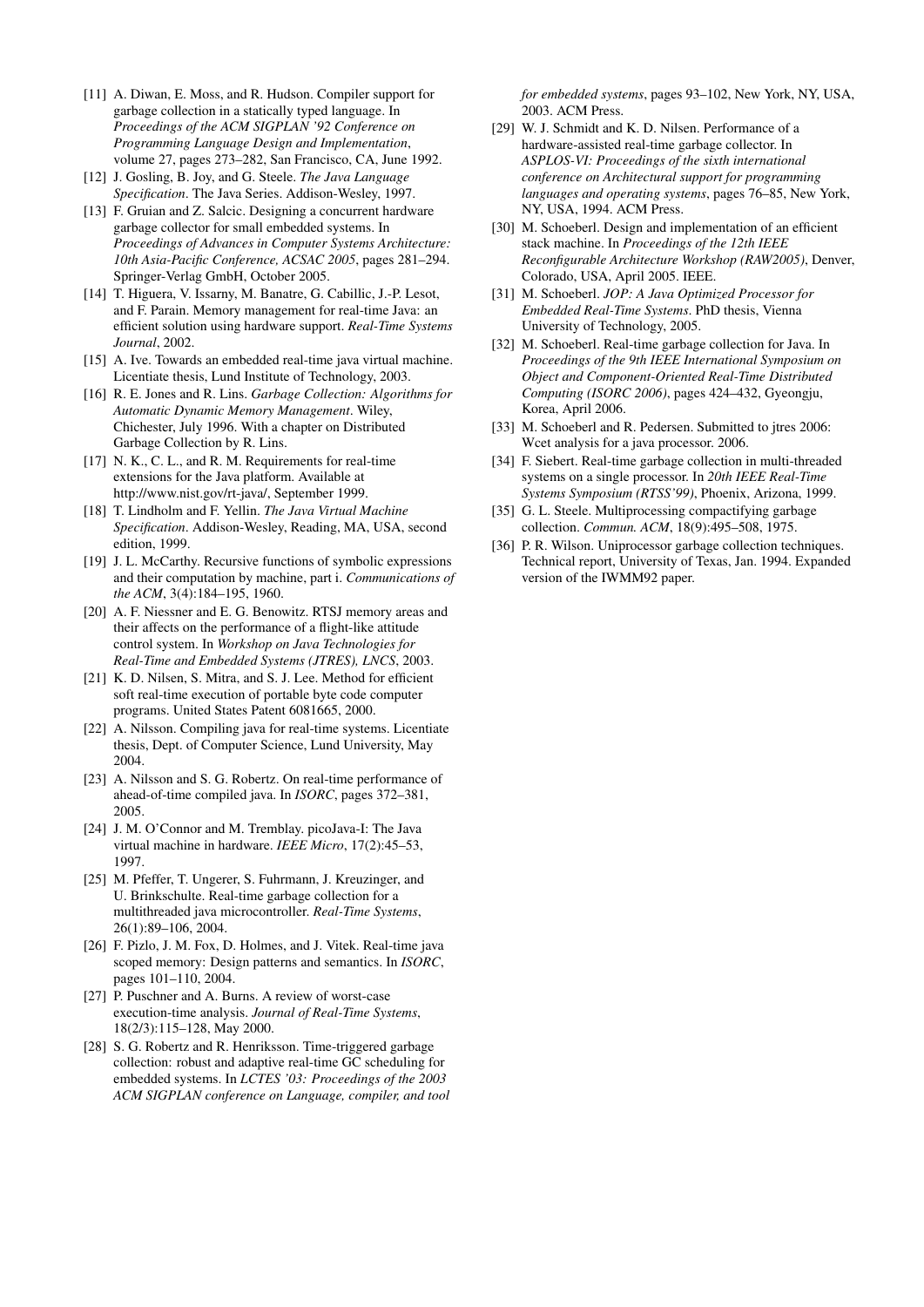[11] A. Diwan, E. Moss, and R. Hudson. Compiler support for garbage collection in a statically typed language. In *Proceedings of the ACM SIGPLAN '92 Conference on Programming Language Design and Implementation*, volume 27, pages 273–282, San Francisco, CA, June 1992.

[12] J. Gosling, B. Joy, and G. Steele. *The Java Language Specification*. The Java Series. Addison-Wesley, 1997.

[13] F. Gruian and Z. Salcic. Designing a concurrent hardware garbage collector for small embedded systems. In *Proceedings of Advances in Computer Systems Architecture: 10th Asia-Pacific Conference, ACSAC 2005*, pages 281–294. Springer-Verlag GmbH, October 2005.

[14] T. Higuera, V. Issarny, M. Banatre, G. Cabillic, J.-P. Lesot, and F. Parain. Memory management for real-time Java: an efficient solution using hardware support. *Real-Time Systems Journal*, 2002.

[15] A. Ive. Towards an embedded real-time java virtual machine. Licentiate thesis, Lund Institute of Technology, 2003.

[16] R. E. Jones and R. Lins. *Garbage Collection: Algorithms for Automatic Dynamic Memory Management*. Wiley, Chichester, July 1996. With a chapter on Distributed Garbage Collection by R. Lins.

[17] N. K., C. L., and R. M. Requirements for real-time extensions for the Java platform. Available at http://www.nist.gov/rt-java/, September 1999.

[18] T. Lindholm and F. Yellin. *The Java Virtual Machine Specification*. Addison-Wesley, Reading, MA, USA, second edition, 1999.

[19] J. L. McCarthy. Recursive functions of symbolic expressions and their computation by machine, part i. *Communications of the ACM*, 3(4):184–195, 1960.

[20] A. F. Niessner and E. G. Benowitz. RTSJ memory areas and their affects on the performance of a flight-like attitude control system. In *Workshop on Java Technologies for Real-Time and Embedded Systems (JTRES), LNCS*, 2003.

[21] K. D. Nilsen, S. Mitra, and S. J. Lee. Method for efficient soft real-time execution of portable byte code computer programs. United States Patent 6081665, 2000.

[22] A. Nilsson. Compiling java for real-time systems. Licentiate thesis, Dept. of Computer Science, Lund University, May 2004.

[23] A. Nilsson and S. G. Robertz. On real-time performance of ahead-of-time compiled java. In *ISORC*, pages 372–381, 2005.

[24] J. M. O'Connor and M. Tremblay. picoJava-I: The Java virtual machine in hardware. *IEEE Micro*, 17(2):45–53, 1997.

[25] M. Pfeffer, T. Ungerer, S. Fuhrmann, J. Kreuzinger, and U. Brinkschulte. Real-time garbage collection for a multithreaded java microcontroller. *Real-Time Systems*, 26(1):89–106, 2004.

[26] F. Pizlo, J. M. Fox, D. Holmes, and J. Vitek. Real-time java scoped memory: Design patterns and semantics. In *ISORC*, pages 101–110, 2004.

[27] P. Puschner and A. Burns. A review of worst-case execution-time analysis. *Journal of Real-Time Systems*, 18(2/3):115–128, May 2000.

[28] S. G. Robertz and R. Henriksson. Time-triggered garbage collection: robust and adaptive real-time GC scheduling for embedded systems. In *LCTES '03: Proceedings of the 2003 ACM SIGPLAN conference on Language, compiler, and tool for embedded systems*, pages 93–102, New York, NY, USA, 2003. ACM Press.

[29] W. J. Schmidt and K. D. Nilsen. Performance of a hardware-assisted real-time garbage collector. In *ASPLOS-VI: Proceedings of the sixth international conference on Architectural support for programming languages and operating systems*, pages 76–85, New York, NY, USA, 1994. ACM Press.

[30] M. Schoeberl. Design and implementation of an efficient stack machine. In *Proceedings of the 12th IEEE Reconfigurable Architecture Workshop (RAW2005)*, Denver, Colorado, USA, April 2005. IEEE.

[31] M. Schoeberl. *JOP: A Java Optimized Processor for Embedded Real-Time Systems*. PhD thesis, Vienna University of Technology, 2005.

[32] M. Schoeberl. Real-time garbage collection for Java. In *Proceedings of the 9th IEEE International Symposium on Object and Component-Oriented Real-Time Distributed Computing (ISORC 2006)*, pages 424–432, Gyeongju, Korea, April 2006.

[33] M. Schoeberl and R. Pedersen. Submitted to jtres 2006: Wcet analysis for a java processor. 2006.

[34] F. Siebert. Real-time garbage collection in multi-threaded systems on a single processor. In *20th IEEE Real-Time Systems Symposium (RTSS'99)*, Phoenix, Arizona, 1999.

[35] G. L. Steele. Multiprocessing compactifying garbage collection. *Commun. ACM*, 18(9):495–508, 1975.

[36] P. R. Wilson. Uniprocessor garbage collection techniques. Technical report, University of Texas, Jan. 1994. Expanded version of the IWMM92 paper.